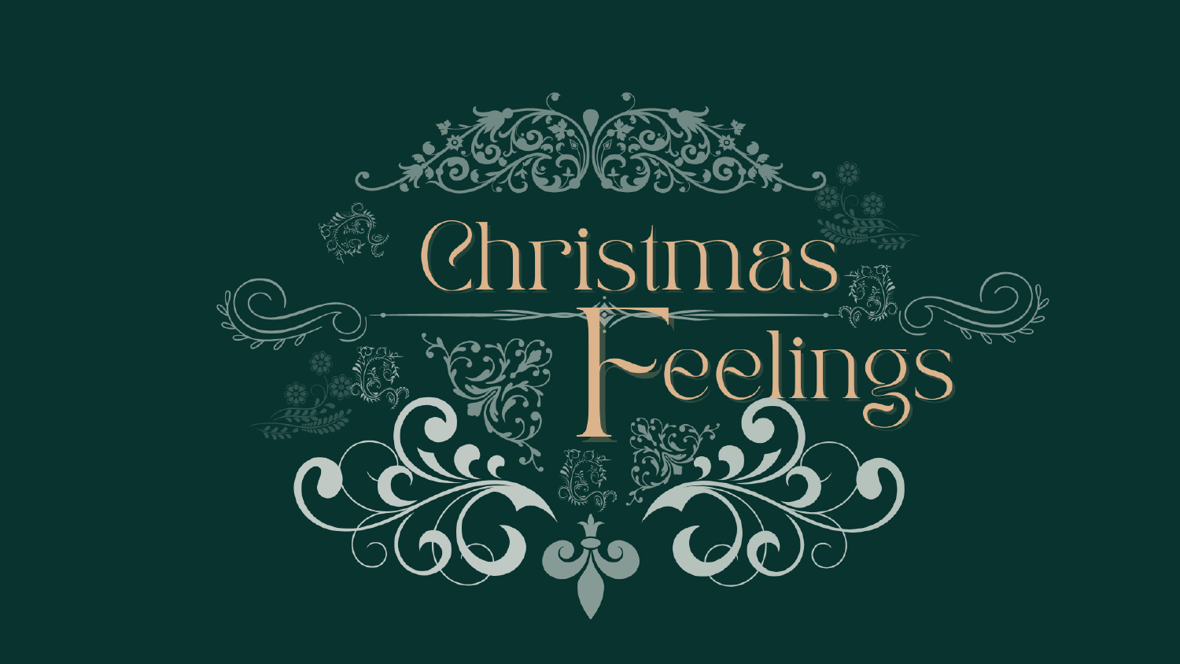# Christmas Feelings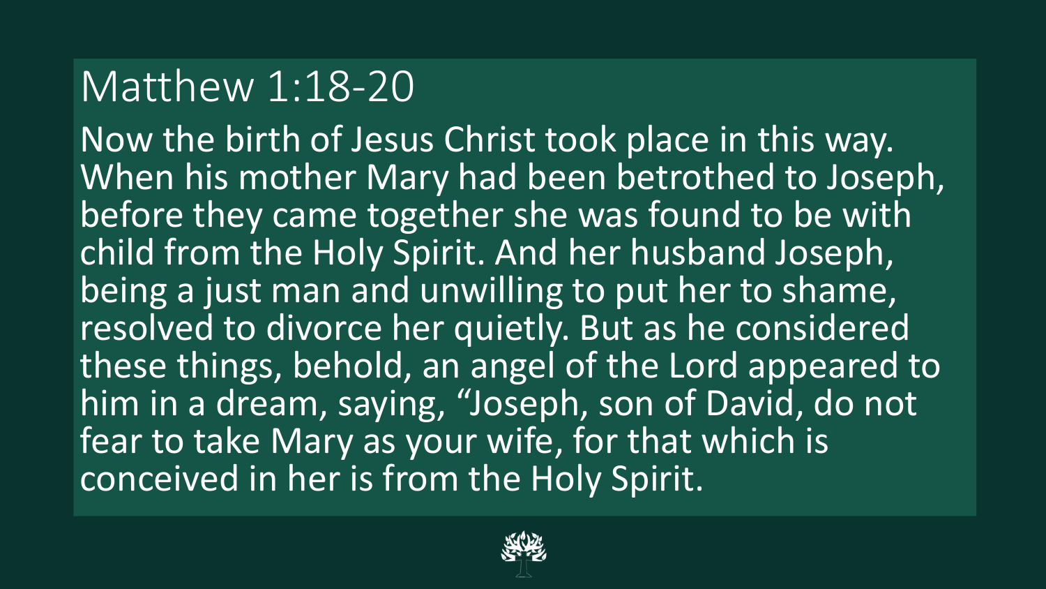# Matthew 1:18-20

Now the birth of Jesus Christ took place in this way. When his mother Mary had been betrothed to Joseph, before they came together she was found to be with child from the Holy Spirit. And her husband Joseph, being a just man and unwilling to put her to shame, resolved to divorce her quietly. But as he considered these things, behold, an angel of the Lord appeared to him in a dream, saying, "Joseph, son of David, do not fear to take Mary as your wife, for that which is conceived in her is from the Holy Spirit.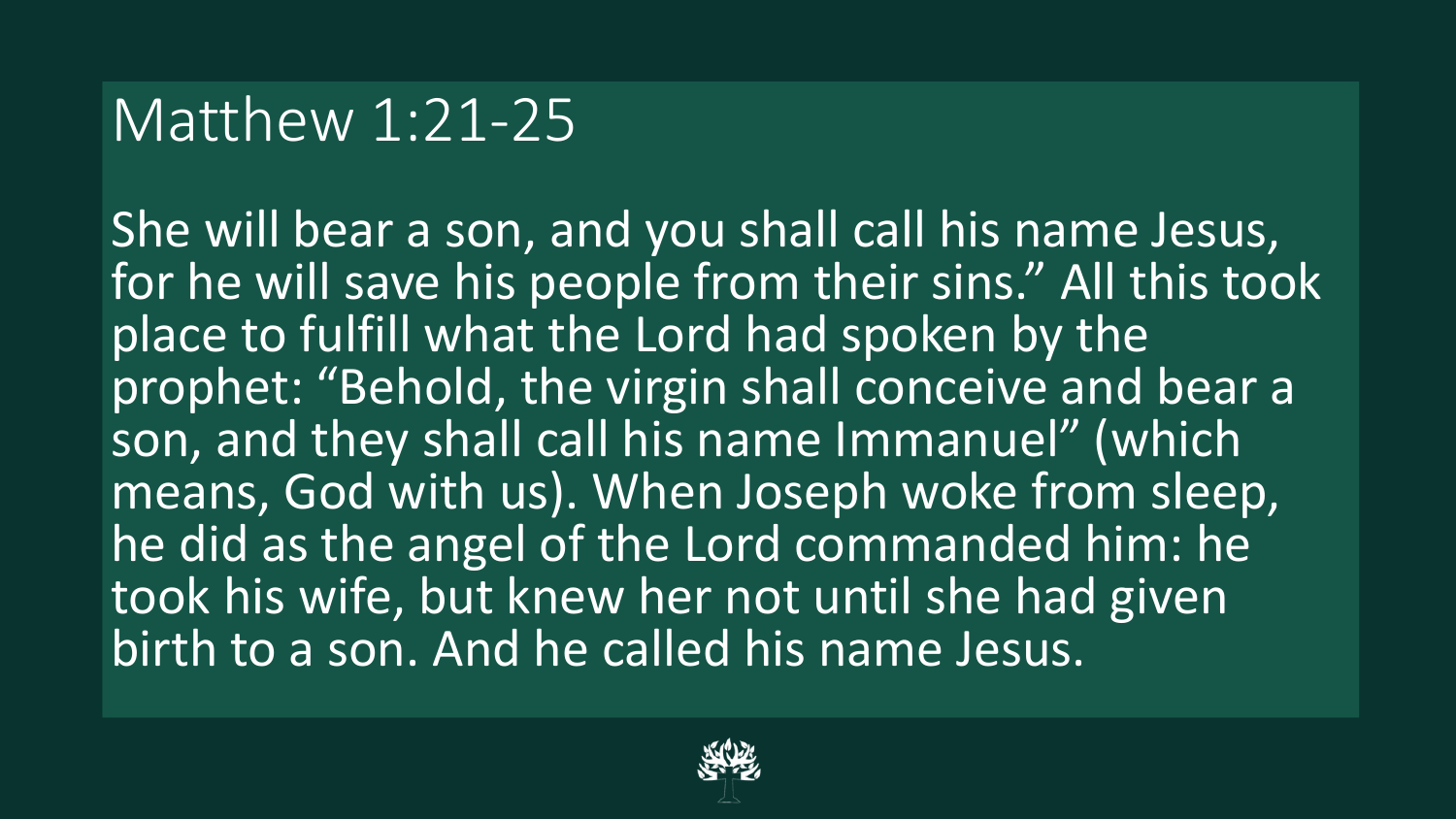# Matthew 1:21-25

She will bear a son, and you shall call his name Jesus, for he will save his people from their sins.” All this took place to fulfill what the Lord had spoken by the prophet: “Behold, the virgin shall conceive and bear a son, and they shall call his name Immanuel” (which means, God with us). When Joseph woke from sleep, he did as the angel of the Lord commanded him: he took his wife, but knew her not until she had given birth to a son. And he called his name Jesus.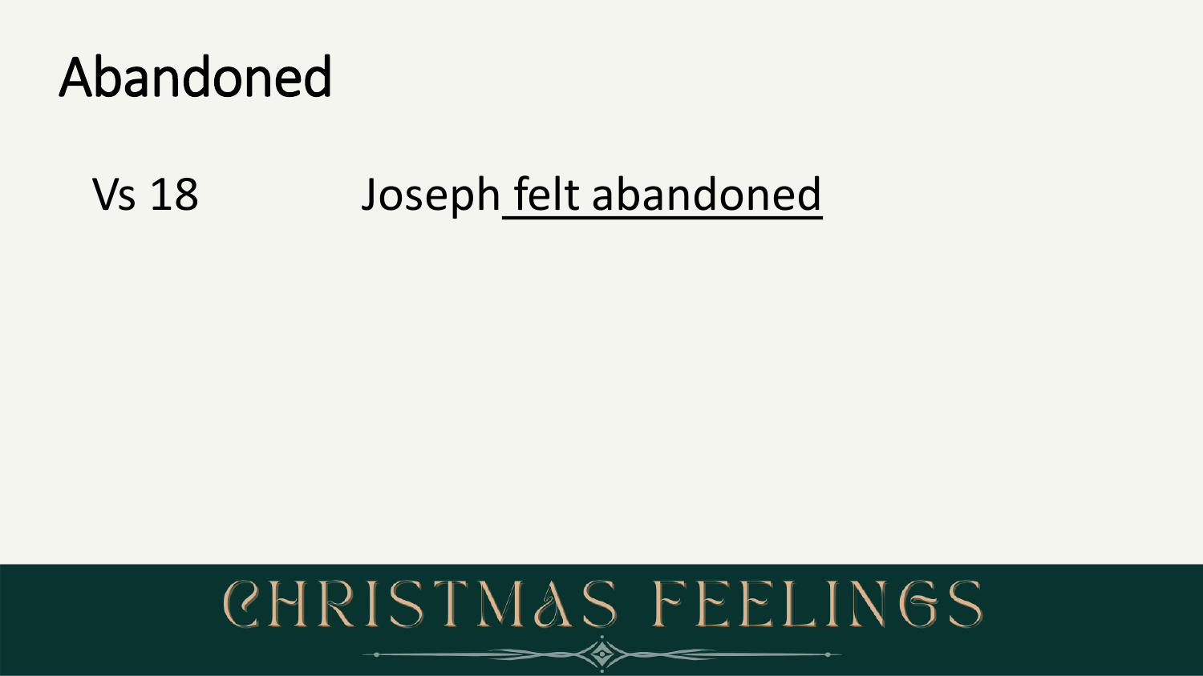# Abandoned

Vs 18 Joseph felt abandoned

CHRISTMAS FEELINGS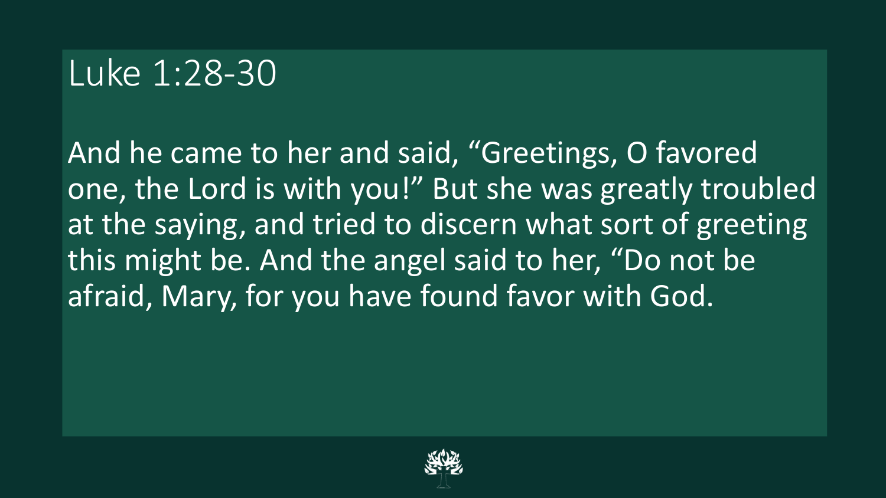# Luke 1:28-30

And he came to her and said, “Greetings, O favored one, the Lord is with you!” But she was greatly troubled at the saying, and tried to discern what sort of greeting this might be. And the angel said to her, “Do not be afraid, Mary, for you have found favor with God.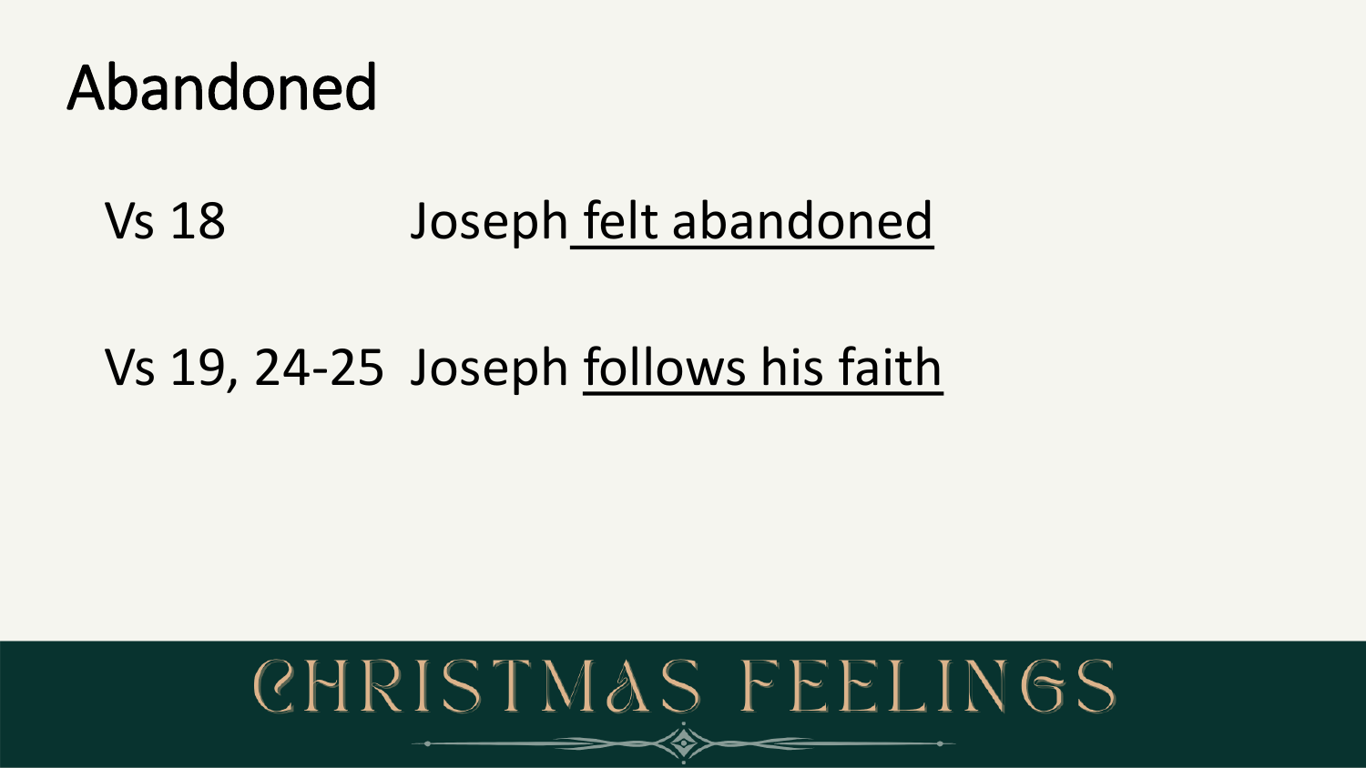# Abandoned

Vs 18 Joseph felt abandoned

Vs 19, 24-25 Joseph follows his faith

CHRISTMAS FEELINGS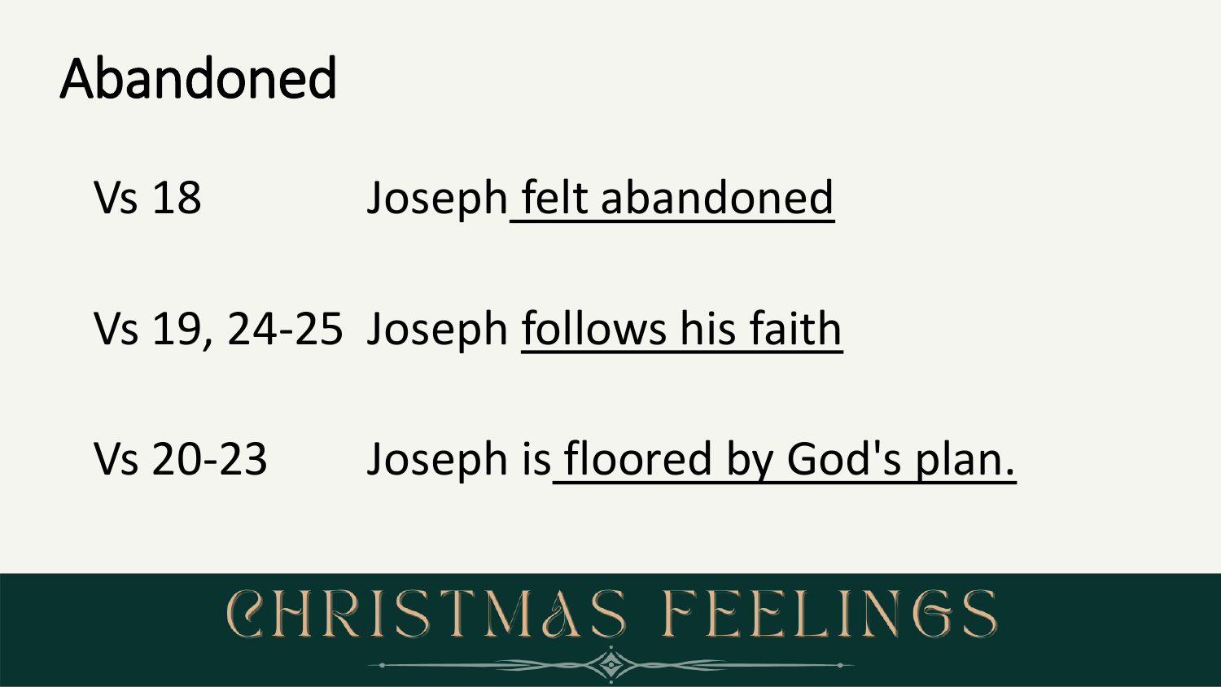# Abandoned

Vs 18 Joseph felt abandoned

Vs 19, 24-25 Joseph follows his faith

Vs 20-23 Joseph is floored by God's plan.

CHRISTMAS FEELINGS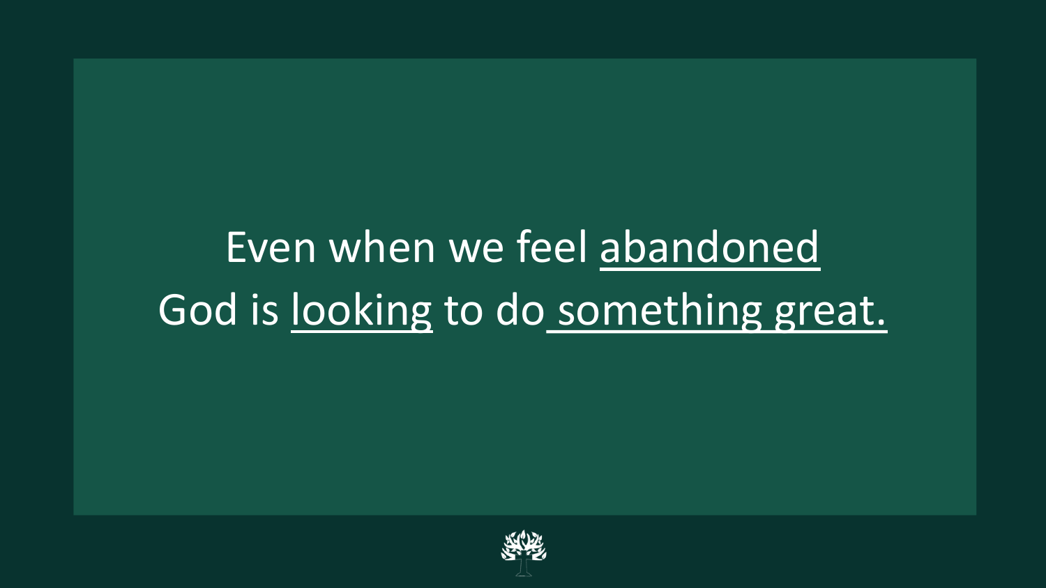Even when we feel <u>abandoned</u>
God is <u>looking</u> to do <u>something great.</u>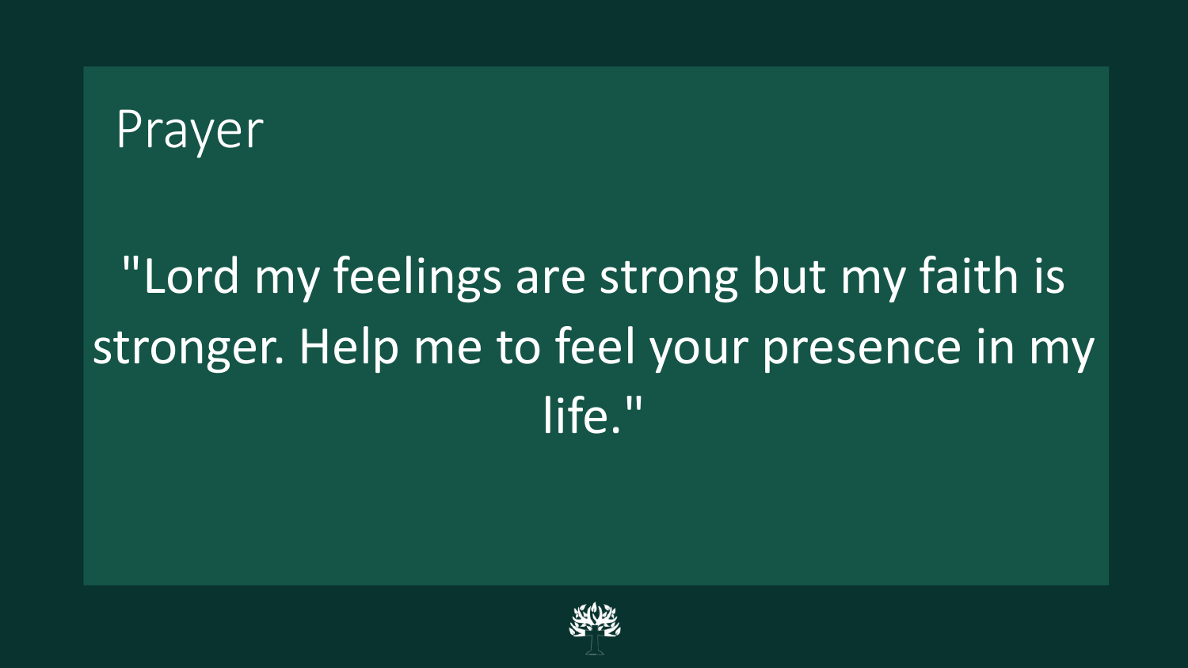# Prayer

"Lord my feelings are strong but my faith is stronger. Help me to feel your presence in my life."